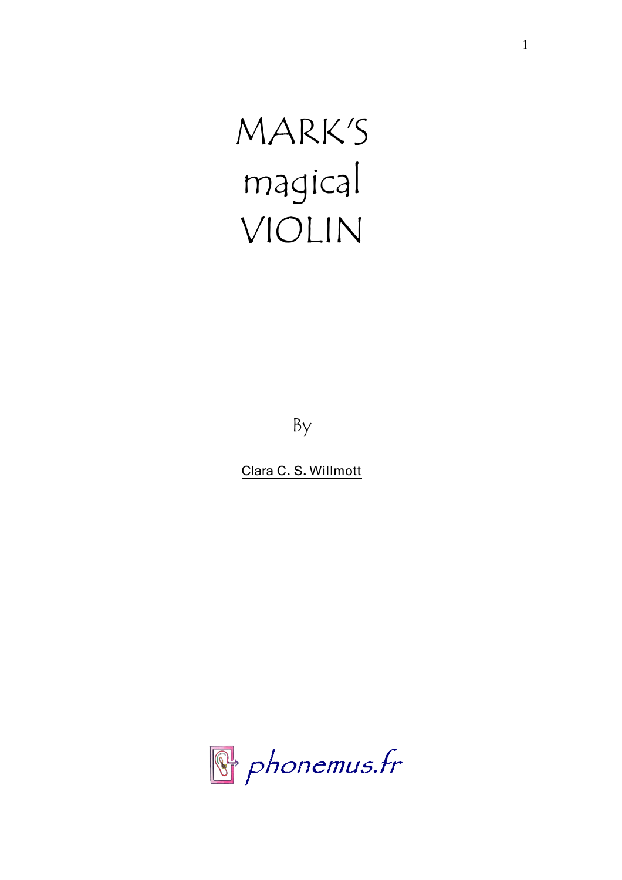# MARK'S magical VIOLIN

By

Clara C. S. Willmott

phonemus.fr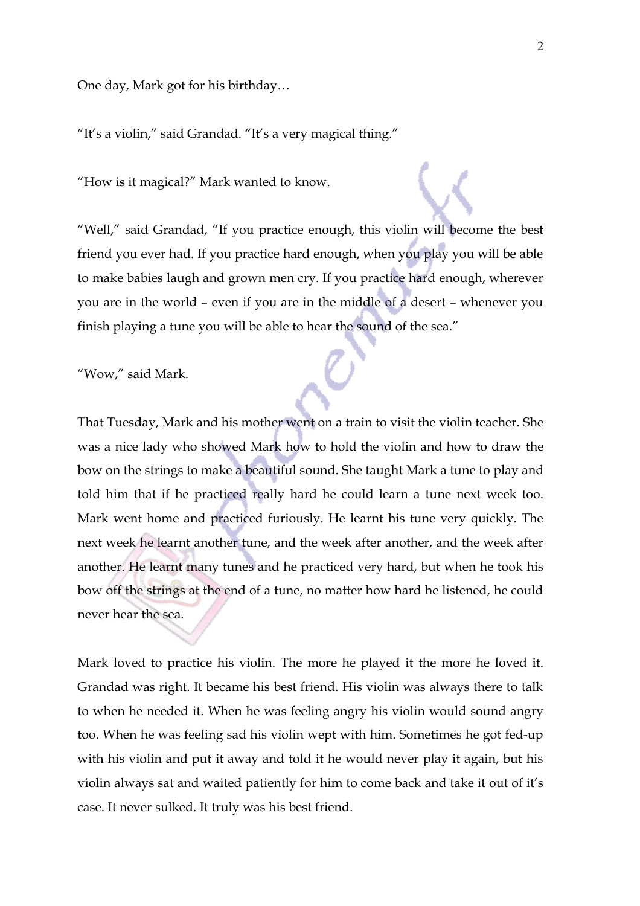One day, Mark got for his birthday…

"It's a violin," said Grandad. "It's a very magical thing."

"How is it magical?" Mark wanted to know.

"Well," said Grandad, "If you practice enough, this violin will become the best friend you ever had. If you practice hard enough, when you play you will be able to make babies laugh and grown men cry. If you practice hard enough, wherever you are in the world – even if you are in the middle of a desert – whenever you finish playing a tune you will be able to hear the sound of the sea."

"Wow," said Mark.

That Tuesday, Mark and his mother went on a train to visit the violin teacher. She was a nice lady who showed Mark how to hold the violin and how to draw the bow on the strings to make a beautiful sound. She taught Mark a tune to play and told him that if he practiced really hard he could learn a tune next week too. Mark went home and practiced furiously. He learnt his tune very quickly. The next week he learnt another tune, and the week after another, and the week after another. He learnt many tunes and he practiced very hard, but when he took his bow off the strings at the end of a tune, no matter how hard he listened, he could never hear the sea.

Mark loved to practice his violin. The more he played it the more he loved it. Grandad was right. It became his best friend. His violin was always there to talk to when he needed it. When he was feeling angry his violin would sound angry too. When he was feeling sad his violin wept with him. Sometimes he got fed-up with his violin and put it away and told it he would never play it again, but his violin always sat and waited patiently for him to come back and take it out of it's case. It never sulked. It truly was his best friend.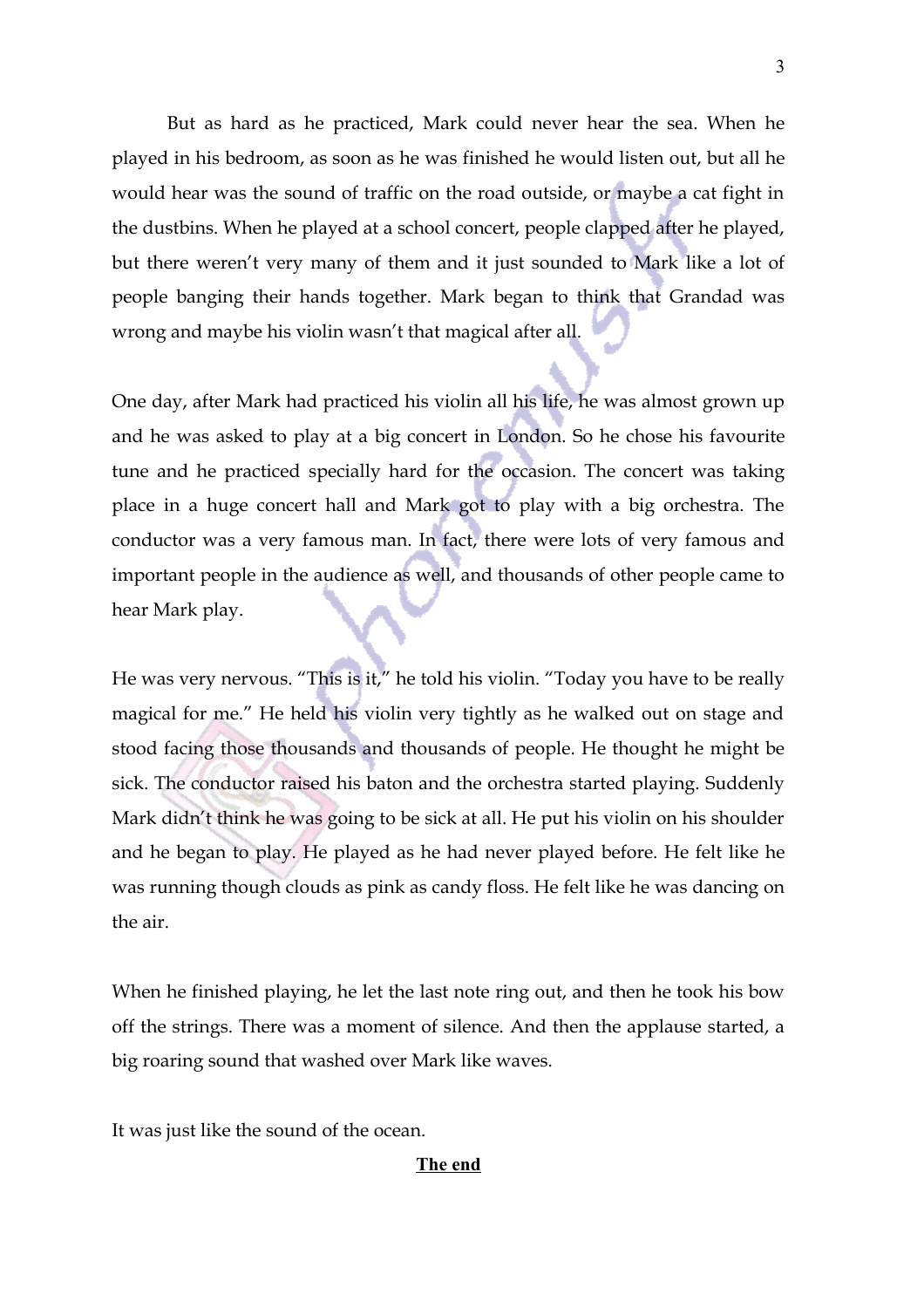But as hard as he practiced, Mark could never hear the sea. When he played in his bedroom, as soon as he was finished he would listen out, but all he would hear was the sound of traffic on the road outside, or maybe a cat fight in the dustbins. When he played at a school concert, people clapped after he played, but there weren't very many of them and it just sounded to Mark like a lot of people banging their hands together. Mark began to think that Grandad was wrong and maybe his violin wasn't that magical after all.

One day, after Mark had practiced his violin all his life, he was almost grown up and he was asked to play at a big concert in London. So he chose his favourite tune and he practiced specially hard for the occasion. The concert was taking place in a huge concert hall and Mark got to play with a big orchestra. The conductor was a very famous man. In fact, there were lots of very famous and important people in the audience as well, and thousands of other people came to hear Mark play.

He was very nervous. "This is it," he told his violin. "Today you have to be really magical for me." He held his violin very tightly as he walked out on stage and stood facing those thousands and thousands of people. He thought he might be sick. The conductor raised his baton and the orchestra started playing. Suddenly Mark didn't think he was going to be sick at all. He put his violin on his shoulder and he began to play. He played as he had never played before. He felt like he was running though clouds as pink as candy floss. He felt like he was dancing on the air.

When he finished playing, he let the last note ring out, and then he took his bow off the strings. There was a moment of silence. And then the applause started, a big roaring sound that washed over Mark like waves.

It was just like the sound of the ocean.

**The end**